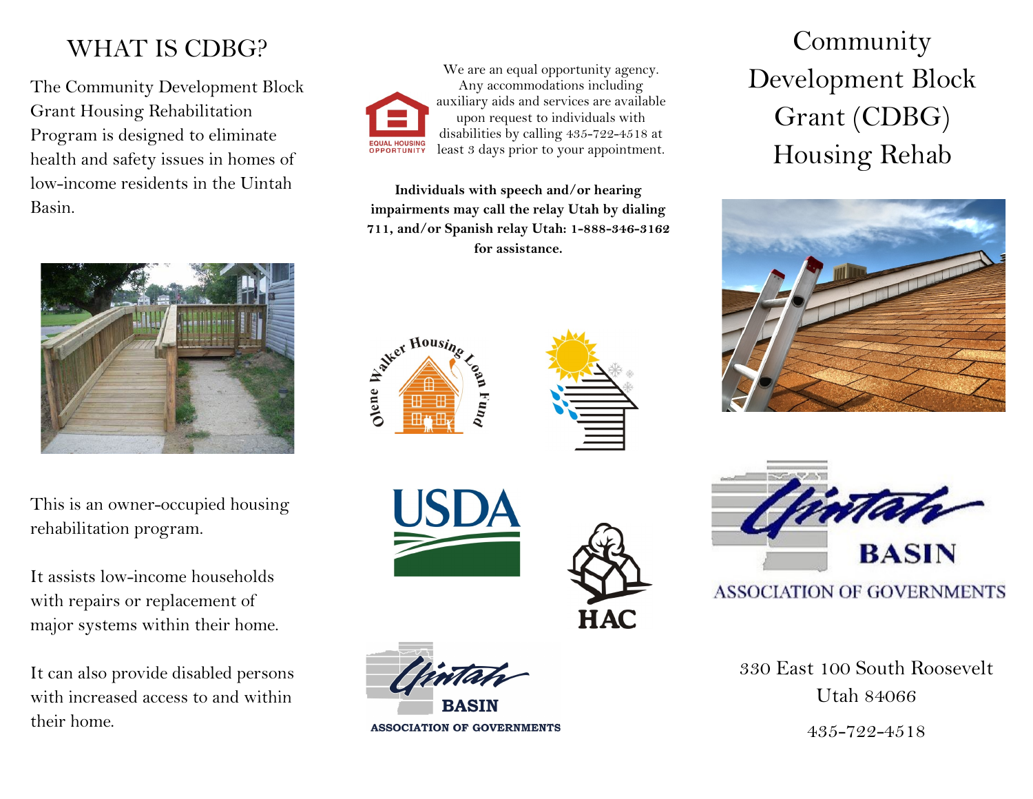# WHAT IS CDBG?

The Community Development Block Grant Housing Rehabilitation Program is designed to eliminate health and safety issues in homes of low-income residents in the Uintah Basin.

This is an owner-occupied housing rehabilitation program.

It assists low-income households with repairs or replacement of major systems within their home.

It can also provide disabled persons with increased access to and within their home.

We are an equal opportunity agency. Any accommodations including auxiliary aids and services are available upon request to individuals with disabilities by calling 435-722-4518 at least 3 days prior to your appointment.

**Individuals with speech and/or hearing impairments may call the relay Utah by dialing 711, and/or Spanish relay Utah: 1-888-346-3162 for assistance.**

# Community Development Block Grant (CDBG) Housing Rehab

Uintah Basin Association of Governments

330 East 100 South Roosevelt
Utah 84066

435-722-4518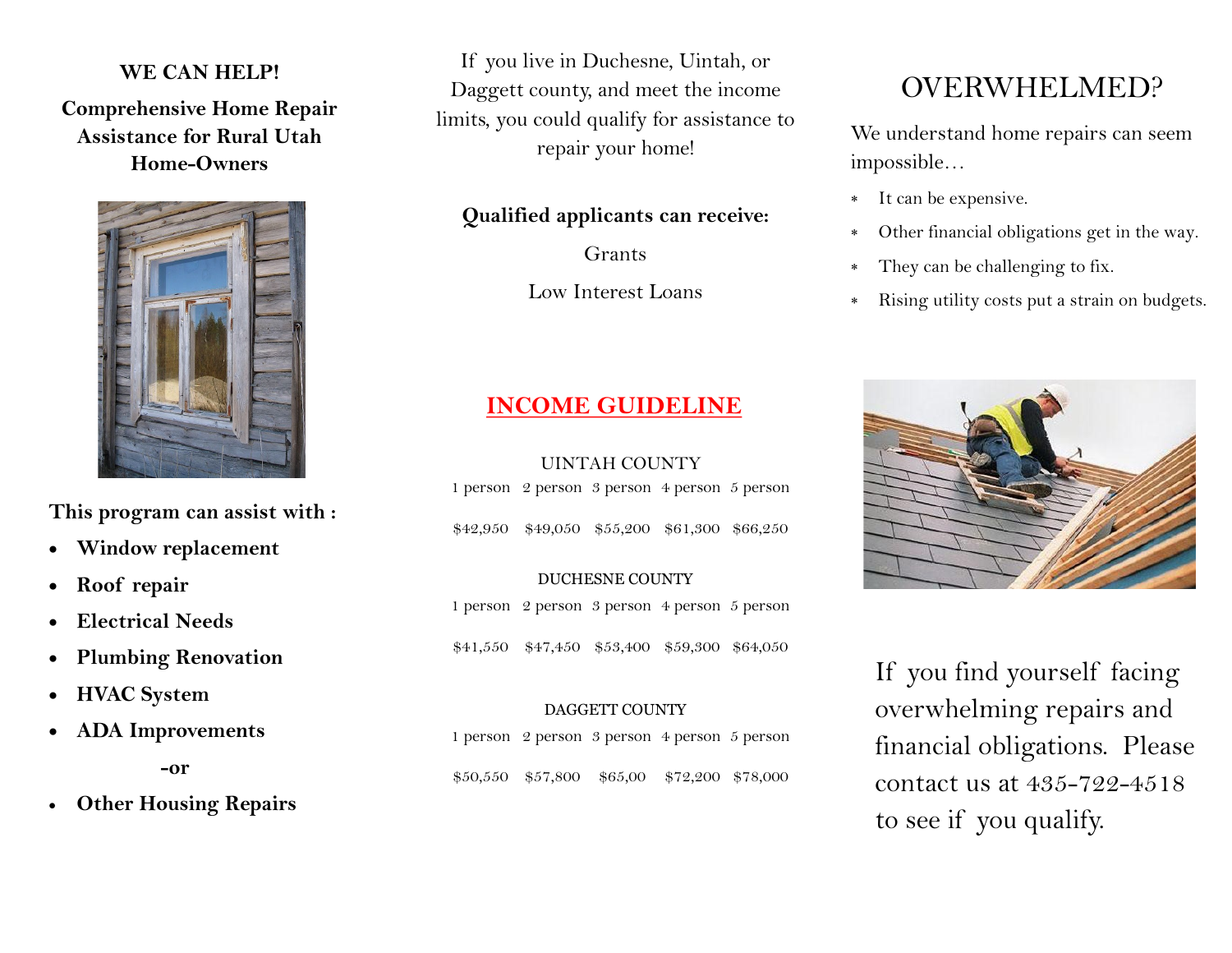**WE CAN HELP!**

**Comprehensive Home Repair Assistance for Rural Utah Home-Owners**

**This program can assist with :**

- **Window replacement**
- **Roof repair**
- **Electrical Needs**
- **Plumbing Renovation**
- **HVAC System**
- **ADA Improvements**

**-or**

- **Other Housing Repairs**

If you live in Duchesne, Uintah, or Daggett county, and meet the income limits, you could qualify for assistance to repair your home!

**Qualified applicants can receive:**

Grants

Low Interest Loans

## INCOME GUIDELINE

UINTAH COUNTY

| 1 person | 2 person | 3 person | 4 person | 5 person |
|---|---|---|---|---|
| $42,950 | $49,050 | $55,200 | $61,300 | $66,250 |

DUCHESNE COUNTY

| 1 person | 2 person | 3 person | 4 person | 5 person |
|---|---|---|---|---|
| $41,550 | $47,450 | $53,400 | $59,300 | $64,050 |

DAGGETT COUNTY

| 1 person | 2 person | 3 person | 4 person | 5 person |
|---|---|---|---|---|
| $50,550 | $57,800 | $65,00 | $72,200 | $78,000 |

# OVERWHELMED?

We understand home repairs can seem impossible…

* It can be expensive.
* Other financial obligations get in the way.
* They can be challenging to fix.
* Rising utility costs put a strain on budgets.

If you find yourself facing overwhelming repairs and financial obligations. Please contact us at 435-722-4518 to see if you qualify.